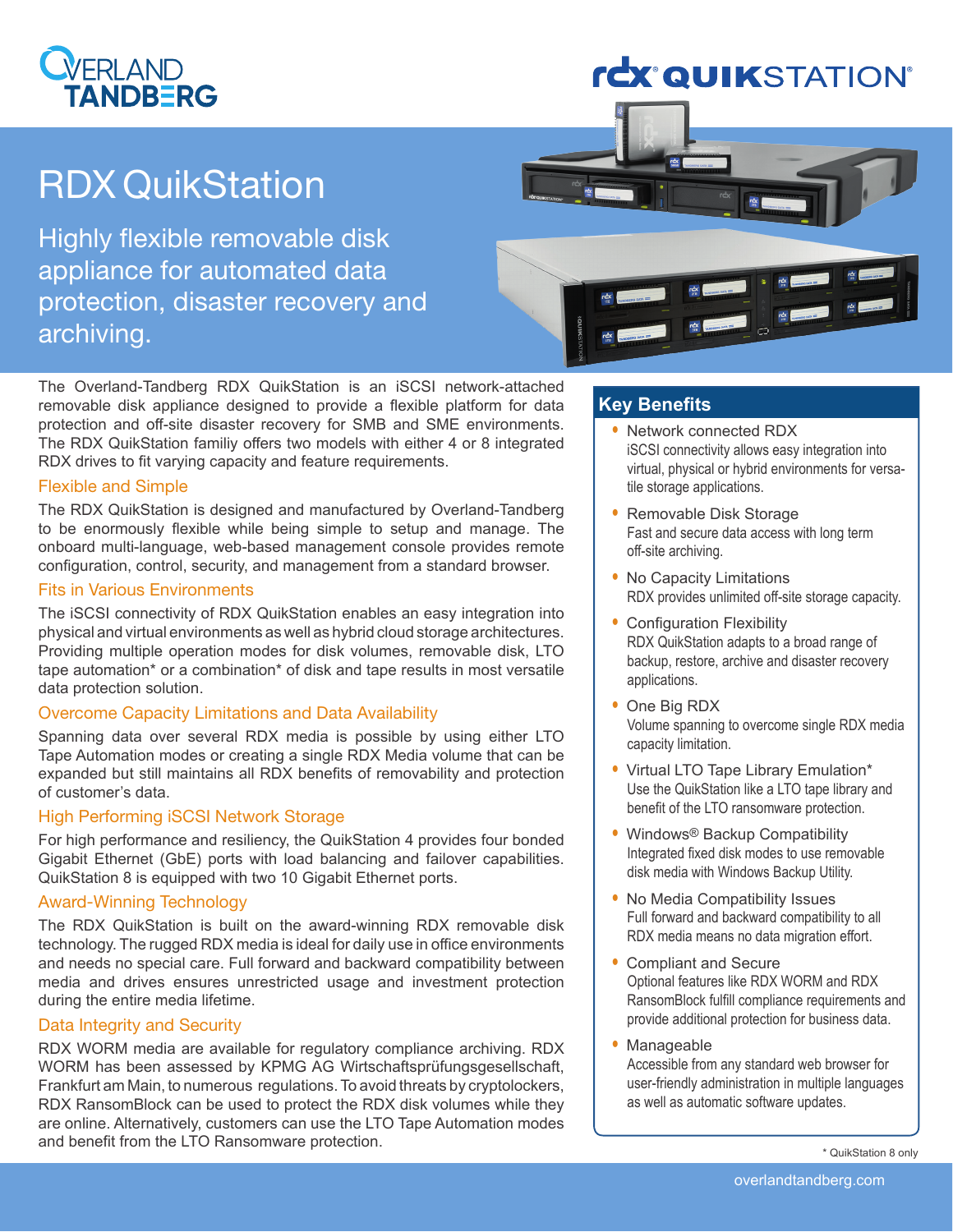# RDX QuikStation

## Highly flexible removable disk appliance for automated data protection, disaster recovery and archiving.

The Overland-Tandberg RDX QuikStation is an iSCSI network-attached removable disk appliance designed to provide a flexible platform for data protection and off-site disaster recovery for SMB and SME environments. The RDX QuikStation familiy offers two models with either 4 or 8 integrated RDX drives to fit varying capacity and feature requirements.

### Flexible and Simple

The RDX QuikStation is designed and manufactured by Overland-Tandberg to be enormously flexible while being simple to setup and manage. The onboard multi-language, web-based management console provides remote configuration, control, security, and management from a standard browser.

### Fits in Various Environments

The iSCSI connectivity of RDX QuikStation enables an easy integration into physical and virtual environments as well as hybrid cloud storage architectures. Providing multiple operation modes for disk volumes, removable disk, LTO tape automation* or a combination* of disk and tape results in most versatile data protection solution.

### Overcome Capacity Limitations and Data Availability

Spanning data over several RDX media is possible by using either LTO Tape Automation modes or creating a single RDX Media volume that can be expanded but still maintains all RDX benefits of removability and protection of customer's data.

### High Performing iSCSI Network Storage

For high performance and resiliency, the QuikStation 4 provides four bonded Gigabit Ethernet (GbE) ports with load balancing and failover capabilities. QuikStation 8 is equipped with two 10 Gigabit Ethernet ports.

### Award-Winning Technology

The RDX QuikStation is built on the award-winning RDX removable disk technology. The rugged RDX media is ideal for daily use in office environments and needs no special care. Full forward and backward compatibility between media and drives ensures unrestricted usage and investment protection during the entire media lifetime.

### Data Integrity and Security

RDX WORM media are available for regulatory compliance archiving. RDX WORM has been assessed by KPMG AG Wirtschaftsprüfungsgesellschaft, Frankfurt am Main, to numerous regulations. To avoid threats by cryptolockers, RDX RansomBlock can be used to protect the RDX disk volumes while they are online. Alternatively, customers can use the LTO Tape Automation modes and benefit from the LTO Ransomware protection.

## Key Benefits

- **Network connected RDX**
  iSCSI connectivity allows easy integration into virtual, physical or hybrid environments for versatile storage applications.
- **Removable Disk Storage**
  Fast and secure data access with long term off-site archiving.
- **No Capacity Limitations**
  RDX provides unlimited off-site storage capacity.
- **Configuration Flexibility**
  RDX QuikStation adapts to a broad range of backup, restore, archive and disaster recovery applications.
- **One Big RDX**
  Volume spanning to overcome single RDX media capacity limitation.
- **Virtual LTO Tape Library Emulation***
  Use the QuikStation like a LTO tape library and benefit of the LTO ransomware protection.
- **Windows® Backup Compatibility**
  Integrated fixed disk modes to use removable disk media with Windows Backup Utility.
- **No Media Compatibility Issues**
  Full forward and backward compatibility to all RDX media means no data migration effort.
- **Compliant and Secure**
  Optional features like RDX WORM and RDX RansomBlock fulfill compliance requirements and provide additional protection for business data.
- **Manageable**
  Accessible from any standard web browser for user-friendly administration in multiple languages as well as automatic software updates.

\* QuikStation 8 only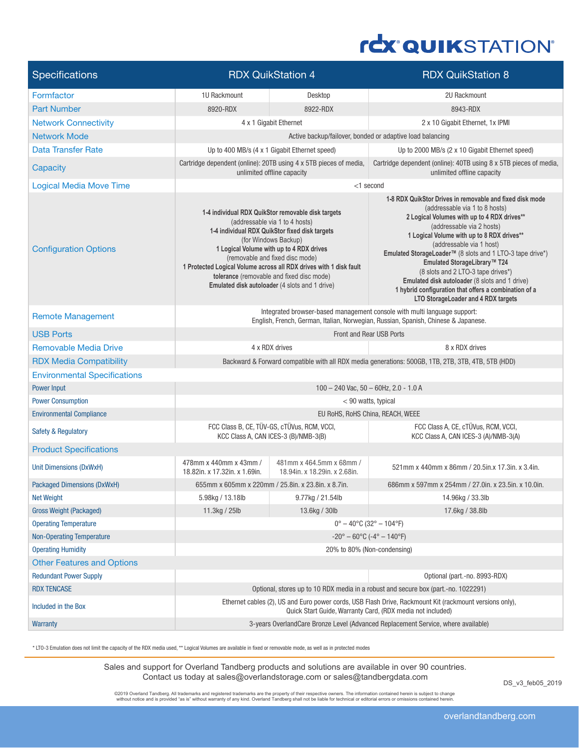# rdx QUIKSTATION®

| Specifications | RDX QuikStation 4 | | RDX QuikStation 8 |
|---|---|---|---|
| Formfactor | 1U Rackmount | Desktop | 2U Rackmount |
| Part Number | 8920-RDX | 8922-RDX | 8943-RDX |
| Network Connectivity | 4 x 1 Gigabit Ethernet | | 2 x 10 Gigabit Ethernet, 1x IPMI |
| Network Mode | Active backup/failover, bonded or adaptive load balancing | | |
| Data Transfer Rate | Up to 400 MB/s (4 x 1 Gigabit Ethernet speed) | | Up to 2000 MB/s (2 x 10 Gigabit Ethernet speed) |
| Capacity | Cartridge dependent (online): 20TB using 4 x 5TB pieces of media, unlimited offline capacity | | Cartridge dependent (online): 40TB using 8 x 5TB pieces of media, unlimited offline capacity |
| Logical Media Move Time | <1 second | | |
| Configuration Options | **1-4 individual RDX QuikStor removable disk targets** (addressable via 1 to 4 hosts) **1-4 individual RDX QuikStor fixed disk targets** (for Windows Backup) **1 Logical Volume with up to 4 RDX drives** (removable and fixed disc mode) **1 Protected Logical Volume across all RDX drives with 1 disk fault tolerance** (removable and fixed disc mode) **Emulated disk autoloader** (4 slots and 1 drive) | | **1-8 RDX QuikStor Drives in removable and fixed disk mode** (addressable via 1 to 8 hosts) **2 Logical Volumes with up to 4 RDX drives**** (addressable via 2 hosts) **1 Logical Volume with up to 8 RDX drives**** (addressable via 1 host) **Emulated StorageLoader™** (8 slots and 1 LTO-3 tape drive*) **Emulated StorageLibrary™ T24** (8 slots and 2 LTO-3 tape drives*) **Emulated disk autoloader** (8 slots and 1 drive) **1 hybrid configuration that offers a combination of a LTO StorageLoader and 4 RDX targets** |
| Remote Management | Integrated browser-based management console with multi language support: English, French, German, Italian, Norwegian, Russian, Spanish, Chinese & Japanese. | | |
| USB Ports | Front and Rear USB Ports | | |
| Removable Media Drive | 4 x RDX drives | | 8 x RDX drives |
| RDX Media Compatibility | Backward & Forward compatible with all RDX media generations: 500GB, 1TB, 2TB, 3TB, 4TB, 5TB (HDD) | | |
| **Environmental Specifications** | | | |
| Power Input | 100 – 240 Vac, 50 – 60Hz, 2.0 - 1.0 A | | |
| Power Consumption | < 90 watts, typical | | |
| Environmental Compliance | EU RoHS, RoHS China, REACH, WEEE | | |
| Safety & Regulatory | FCC Class B, CE, TÜV-GS, cTÜVus, RCM, VCCI, KCC Class A, CAN ICES-3 (B)/NMB-3(B) | | FCC Class A, CE, cTÜVus, RCM, VCCI, KCC Class A, CAN ICES-3 (A)/NMB-3(A) |
| **Product Specifications** | | | |
| Unit Dimensions (DxWxH) | 478mm x 440mm x 43mm / 18.82in. x 17.32in. x 1.69in. | 481mm x 464.5mm x 68mm / 18.94in. x 18.29in. x 2.68in. | 521mm x 440mm x 86mm / 20.5in.x 17.3in. x 3.4in. |
| Packaged Dimensions (DxWxH) | 655mm x 605mm x 220mm / 25.8in. x 23.8in. x 8.7in. | | 686mm x 597mm x 254mm / 27.0in. x 23.5in. x 10.0in. |
| Net Weight | 5.98kg / 13.18lb | 9.77kg / 21.54lb | 14.96kg / 33.3lb |
| Gross Weight (Packaged) | 11.3kg / 25lb | 13.6kg / 30lb | 17.6kg / 38.8lb |
| Operating Temperature | 0° – 40°C (32° – 104°F) | | |
| Non-Operating Temperature | -20° – 60°C (-4° – 140°F) | | |
| Operating Humidity | 20% to 80% (Non-condensing) | | |
| **Other Features and Options** | | | |
| Redundant Power Supply | | | Optional (part.-no. 8993-RDX) |
| RDX TENCASE | Optional, stores up to 10 RDX media in a robust and secure box (part.-no. 1022291) | | |
| Included in the Box | Ethernet cables (2), US and Euro power cords, USB Flash Drive, Rackmount Kit (rackmount versions only), Quick Start Guide, Warranty Card, (RDX media not included) | | |
| Warranty | 3-years OverlandCare Bronze Level (Advanced Replacement Service, where available) | | |

* LTO-3 Emulation does not limit the capacity of the RDX media used, ** Logical Volumes are available in fixed or removable mode, as well as in protected modes

Sales and support for Overland Tandberg products and solutions are available in over 90 countries.
Contact us today at sales@overlandstorage.com or sales@tandbergdata.com

DS_v3_feb05_2019

©2019 Overland Tandberg. All trademarks and registered trademarks are the property of their respective owners. The information contained herein is subject to change without notice and is provided "as is" without warranty of any kind. Overland Tandberg shall not be liable for technical or editorial errors or omissions contained herein.

overlandtandberg.com